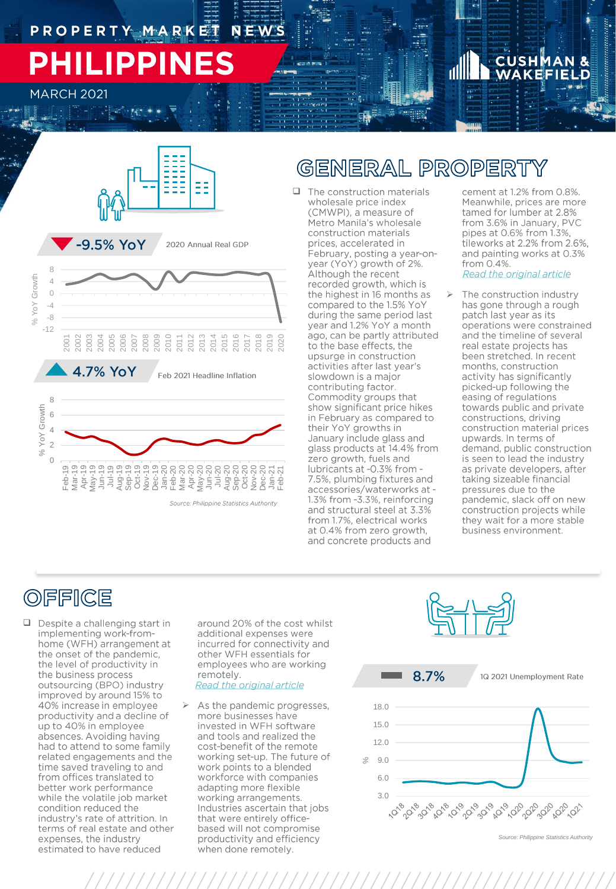# PROPERTY MARKET NEWS

# PHILIPPINES

MARCH 2021

CUSHMAN & WAKEFIELD

-9.5% YoY 2020 Annual Real GDP

4.7% YoY Feb 2021 Headline Inflation

Source: Philippine Statistics Authority

## GENERAL PROPERTY

- The construction materials wholesale price index (CMWPI), a measure of Metro Manila's wholesale construction materials prices, accelerated in February, posting a year-on-year (YoY) growth of 2%. Although the recent recorded growth, which is the highest in 16 months as compared to the 1.5% YoY during the same period last year and 1.2% YoY a month ago, can be partly attributed to the base effects, the upsurge in construction activities after last year's slowdown is a major contributing factor. Commodity groups that show significant price hikes in February as compared to their YoY growths in January include glass and glass products at 14.4% from zero growth, fuels and lubricants at -0.3% from -7.5%, plumbing fixtures and accessories/waterworks at -1.3% from -3.3%, reinforcing and structural steel at 3.3% from 1.7%, electrical works at 0.4% from zero growth, and concrete products and cement at 1.2% from 0.8%. Meanwhile, prices are more tamed for lumber at 2.8% from 3.6% in January, PVC pipes at 0.6% from 1.3%, tileworks at 2.2% from 2.6%, and painting works at 0.3% from 0.4%.
  *Read the original article*

- The construction industry has gone through a rough patch last year as its operations were constrained and the timeline of several real estate projects has been stretched. In recent months, construction activity has significantly picked-up following the easing of regulations towards public and private constructions, driving construction material prices upwards. In terms of demand, public construction is seen to lead the industry as private developers, after taking sizeable financial pressures due to the pandemic, slack off on new construction projects while they wait for a more stable business environment.

## OFFICE

- Despite a challenging start in implementing work-from-home (WFH) arrangement at the onset of the pandemic, the level of productivity in the business process outsourcing (BPO) industry improved by around 15% to 40% increase in employee productivity and a decline of up to 40% in employee absences. Avoiding having had to attend to some family related engagements and the time saved traveling to and from offices translated to better work performance while the volatile job market condition reduced the industry's rate of attrition. In terms of real estate and other expenses, the industry estimated to have reduced around 20% of the cost whilst additional expenses were incurred for connectivity and other WFH essentials for employees who are working remotely.
  *Read the original article*

- As the pandemic progresses, more businesses have invested in WFH software and tools and realized the cost-benefit of the remote working set-up. The future of work points to a blended workforce with companies adapting more flexible working arrangements. Industries ascertain that jobs that were entirely office-based will not compromise productivity and efficiency when done remotely.

8.7% 1Q 2021 Unemployment Rate

Source: Philippine Statistics Authority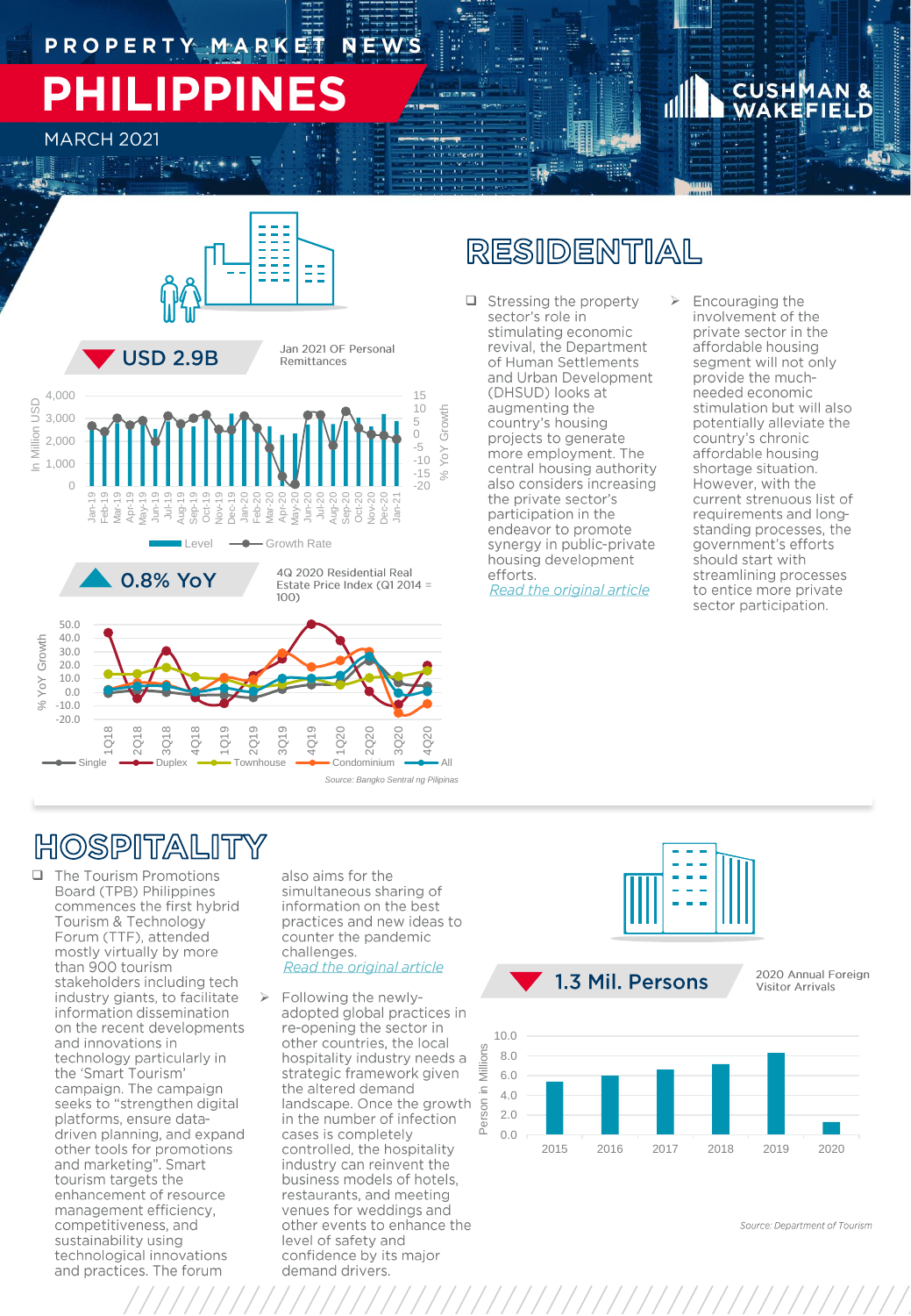# PROPERTY MARKET NEWS

# PHILIPPINES

MARCH 2021

## RESIDENTIAL

**USD 2.9B** — Jan 2021 OF Personal Remittances

**0.8% YoY** — 4Q 2020 Residential Real Estate Price Index (Q1 2014 = 100)

Source: Bangko Sentral ng Pilipinas

- Stressing the property sector's role in stimulating economic revival, the Department of Human Settlements and Urban Development (DHSUD) looks at augmenting the country's housing projects to generate more employment. The central housing authority also considers increasing the private sector's participation in the endeavor to promote synergy in public-private housing development efforts. [Read the original article]
  - Encouraging the involvement of the private sector in the affordable housing segment will not only provide the much-needed economic stimulation but will also potentially alleviate the country's chronic affordable housing shortage situation. However, with the current strenuous list of requirements and long-standing processes, the government's efforts should start with streamlining processes to entice more private sector participation.

## HOSPITALITY

**1.3 Mil. Persons** — 2020 Annual Foreign Visitor Arrivals

Source: Department of Tourism

- The Tourism Promotions Board (TPB) Philippines commences the first hybrid Tourism & Technology Forum (TTF), attended mostly virtually by more than 900 tourism stakeholders including tech industry giants, to facilitate information dissemination on the recent developments and innovations in technology particularly in the 'Smart Tourism' campaign. The campaign seeks to "strengthen digital platforms, ensure data-driven planning, and expand other tools for promotions and marketing". Smart tourism targets the enhancement of resource management efficiency, competitiveness, and sustainability using technological innovations and practices. The forum also aims for the simultaneous sharing of information on the best practices and new ideas to counter the pandemic challenges. [Read the original article]
  - Following the newly-adopted global practices in re-opening the sector in other countries, the local hospitality industry needs a strategic framework given the altered demand landscape. Once the growth in the number of infection cases is completely controlled, the hospitality industry can reinvent the business models of hotels, restaurants, and meeting venues for weddings and other events to enhance the level of safety and confidence by its major demand drivers.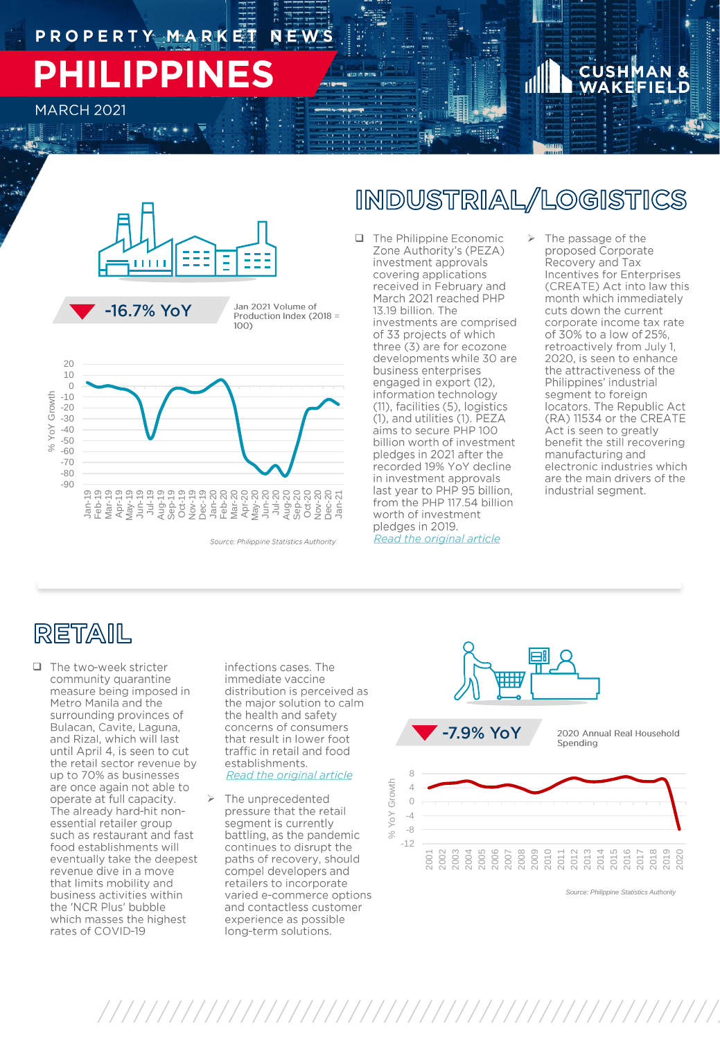PROPERTY MARKET NEWS

# PHILIPPINES

MARCH 2021

## INDUSTRIAL/LOGISTICS

**-16.7% YoY** Jan 2021 Volume of Production Index (2018 = 100)

Source: Philippine Statistics Authority

- The Philippine Economic Zone Authority's (PEZA) investment approvals covering applications received in February and March 2021 reached PHP 13.19 billion. The investments are comprised of 33 projects of which three (3) are for ecozone developments while 30 are business enterprises engaged in export (12), information technology (11), facilities (5), logistics (1), and utilities (1). PEZA aims to secure PHP 100 billion worth of investment pledges in 2021 after the recorded 19% YoY decline in investment approvals last year to PHP 95 billion, from the PHP 117.54 billion worth of investment pledges in 2019.
  *Read the original article*

- The passage of the proposed Corporate Recovery and Tax Incentives for Enterprises (CREATE) Act into law this month which immediately cuts down the current corporate income tax rate of 30% to a low of 25%, retroactively from July 1, 2020, is seen to enhance the attractiveness of the Philippines' industrial segment to foreign locators. The Republic Act (RA) 11534 or the CREATE Act is seen to greatly benefit the still recovering manufacturing and electronic industries which are the main drivers of the industrial segment.

## RETAIL

- The two-week stricter community quarantine measure being imposed in Metro Manila and the surrounding provinces of Bulacan, Cavite, Laguna, and Rizal, which will last until April 4, is seen to cut the retail sector revenue by up to 70% as businesses are once again not able to operate at full capacity. The already hard-hit non-essential retailer group such as restaurant and fast food establishments will eventually take the deepest revenue dive in a move that limits mobility and business activities within the 'NCR Plus' bubble which masses the highest rates of COVID-19 infections cases. The immediate vaccine distribution is perceived as the major solution to calm the health and safety concerns of consumers that result in lower foot traffic in retail and food establishments.
  *Read the original article*

- The unprecedented pressure that the retail segment is currently battling, as the pandemic continues to disrupt the paths of recovery, should compel developers and retailers to incorporate varied e-commerce options and contactless customer experience as possible long-term solutions.

**-7.9% YoY** 2020 Annual Real Household Spending

Source: Philippine Statistics Authority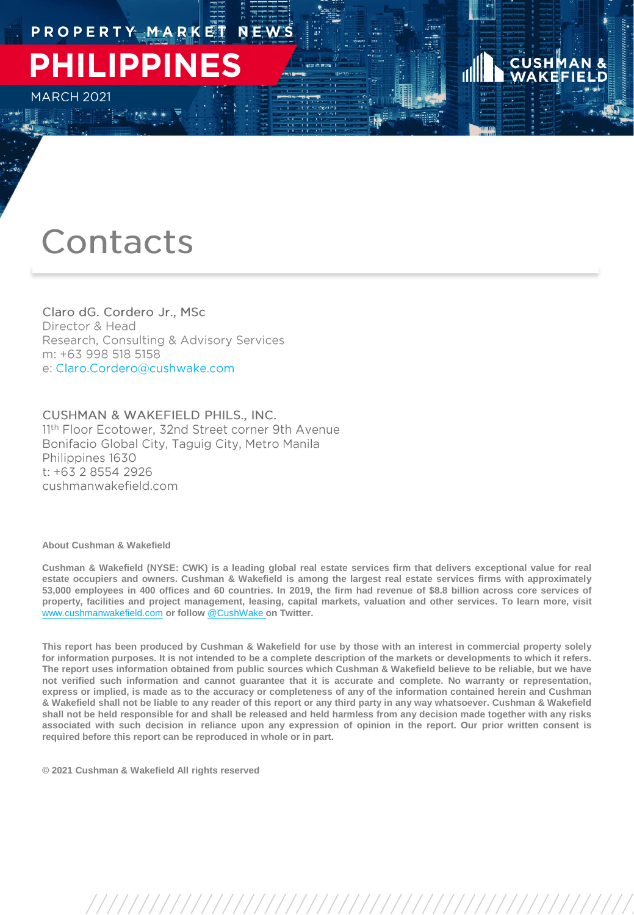# Contacts

Claro dG. Cordero Jr., MSc
Director & Head
Research, Consulting & Advisory Services
m: +63 998 518 5158
e: Claro.Cordero@cushwake.com

CUSHMAN & WAKEFIELD PHILS., INC.
11th Floor Ecotower, 32nd Street corner 9th Avenue
Bonifacio Global City, Taguig City, Metro Manila
Philippines 1630
t: +63 2 8554 2926
cushmanwakefield.com

**About Cushman & Wakefield**

**Cushman & Wakefield (NYSE: CWK) is a leading global real estate services firm that delivers exceptional value for real estate occupiers and owners. Cushman & Wakefield is among the largest real estate services firms with approximately 53,000 employees in 400 offices and 60 countries. In 2019, the firm had revenue of $8.8 billion across core services of property, facilities and project management, leasing, capital markets, valuation and other services. To learn more, visit www.cushmanwakefield.com or follow @CushWake on Twitter.**

**This report has been produced by Cushman & Wakefield for use by those with an interest in commercial property solely for information purposes. It is not intended to be a complete description of the markets or developments to which it refers. The report uses information obtained from public sources which Cushman & Wakefield believe to be reliable, but we have not verified such information and cannot guarantee that it is accurate and complete. No warranty or representation, express or implied, is made as to the accuracy or completeness of any of the information contained herein and Cushman & Wakefield shall not be liable to any reader of this report or any third party in any way whatsoever. Cushman & Wakefield shall not be held responsible for and shall be released and held harmless from any decision made together with any risks associated with such decision in reliance upon any expression of opinion in the report. Our prior written consent is required before this report can be reproduced in whole or in part.**

**© 2021 Cushman & Wakefield All rights reserved**